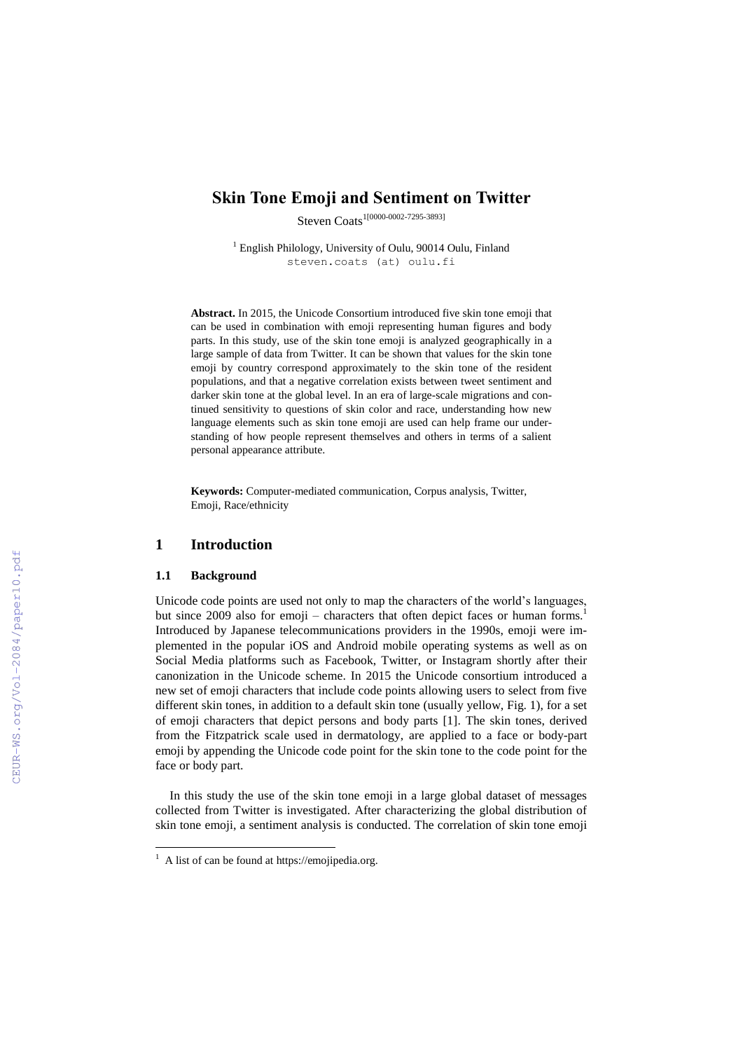# Skin Tone Emoji and Sentiment on Twitter

Steven Coats[1[0000-0002-7295-3893]]

[1] English Philology, University of Oulu, 90014 Oulu, Finland
steven.coats (at) oulu.fi

**Abstract.** In 2015, the Unicode Consortium introduced five skin tone emoji that can be used in combination with emoji representing human figures and body parts. In this study, use of the skin tone emoji is analyzed geographically in a large sample of data from Twitter. It can be shown that values for the skin tone emoji by country correspond approximately to the skin tone of the resident populations, and that a negative correlation exists between tweet sentiment and darker skin tone at the global level. In an era of large-scale migrations and continued sensitivity to questions of skin color and race, understanding how new language elements such as skin tone emoji are used can help frame our understanding of how people represent themselves and others in terms of a salient personal appearance attribute.

**Keywords:** Computer-mediated communication, Corpus analysis, Twitter, Emoji, Race/ethnicity

## 1 Introduction

### 1.1 Background

Unicode code points are used not only to map the characters of the world's languages, but since 2009 also for emoji – characters that often depict faces or human forms.[1] Introduced by Japanese telecommunications providers in the 1990s, emoji were implemented in the popular iOS and Android mobile operating systems as well as on Social Media platforms such as Facebook, Twitter, or Instagram shortly after their canonization in the Unicode scheme. In 2015 the Unicode consortium introduced a new set of emoji characters that include code points allowing users to select from five different skin tones, in addition to a default skin tone (usually yellow, Fig. 1), for a set of emoji characters that depict persons and body parts [1]. The skin tones, derived from the Fitzpatrick scale used in dermatology, are applied to a face or body-part emoji by appending the Unicode code point for the skin tone to the code point for the face or body part.

In this study the use of the skin tone emoji in a large global dataset of messages collected from Twitter is investigated. After characterizing the global distribution of skin tone emoji, a sentiment analysis is conducted. The correlation of skin tone emoji

[1] A list of can be found at https://emojipedia.org.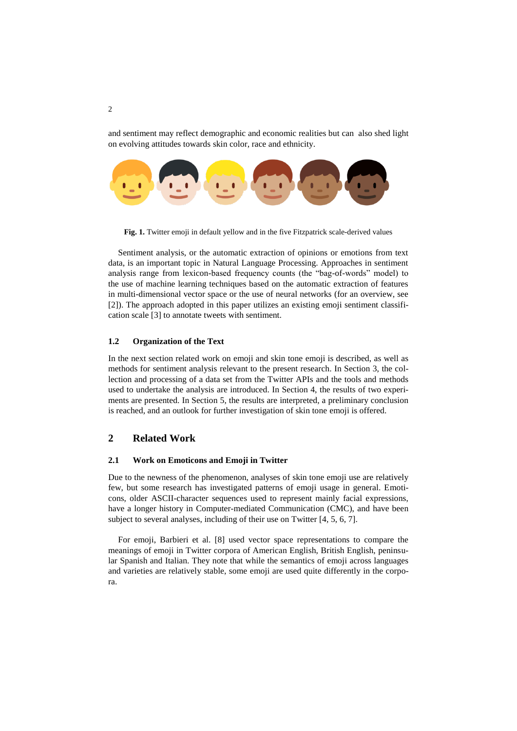and sentiment may reflect demographic and economic realities but can also shed light on evolving attitudes towards skin color, race and ethnicity.

**Fig. 1.** Twitter emoji in default yellow and in the five Fitzpatrick scale-derived values

Sentiment analysis, or the automatic extraction of opinions or emotions from text data, is an important topic in Natural Language Processing. Approaches in sentiment analysis range from lexicon-based frequency counts (the "bag-of-words" model) to the use of machine learning techniques based on the automatic extraction of features in multi-dimensional vector space or the use of neural networks (for an overview, see [2]). The approach adopted in this paper utilizes an existing emoji sentiment classification scale [3] to annotate tweets with sentiment.

### 1.2 Organization of the Text

In the next section related work on emoji and skin tone emoji is described, as well as methods for sentiment analysis relevant to the present research. In Section 3, the collection and processing of a data set from the Twitter APIs and the tools and methods used to undertake the analysis are introduced. In Section 4, the results of two experiments are presented. In Section 5, the results are interpreted, a preliminary conclusion is reached, and an outlook for further investigation of skin tone emoji is offered.

## 2 Related Work

### 2.1 Work on Emoticons and Emoji in Twitter

Due to the newness of the phenomenon, analyses of skin tone emoji use are relatively few, but some research has investigated patterns of emoji usage in general. Emoticons, older ASCII-character sequences used to represent mainly facial expressions, have a longer history in Computer-mediated Communication (CMC), and have been subject to several analyses, including of their use on Twitter [4, 5, 6, 7].

For emoji, Barbieri et al. [8] used vector space representations to compare the meanings of emoji in Twitter corpora of American English, British English, peninsular Spanish and Italian. They note that while the semantics of emoji across languages and varieties are relatively stable, some emoji are used quite differently in the corpora.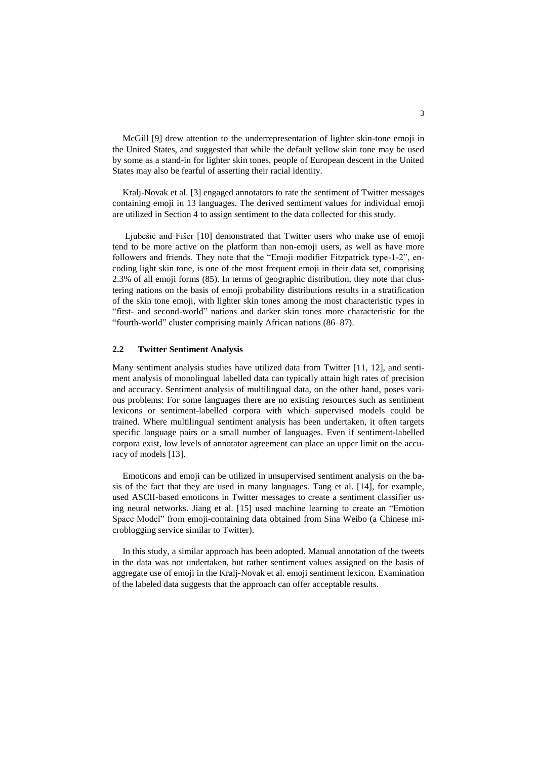McGill [9] drew attention to the underrepresentation of lighter skin-tone emoji in the United States, and suggested that while the default yellow skin tone may be used by some as a stand-in for lighter skin tones, people of European descent in the United States may also be fearful of asserting their racial identity.

Kralj-Novak et al. [3] engaged annotators to rate the sentiment of Twitter messages containing emoji in 13 languages. The derived sentiment values for individual emoji are utilized in Section 4 to assign sentiment to the data collected for this study.

Ljubešić and Fišer [10] demonstrated that Twitter users who make use of emoji tend to be more active on the platform than non-emoji users, as well as have more followers and friends. They note that the "Emoji modifier Fitzpatrick type-1-2", encoding light skin tone, is one of the most frequent emoji in their data set, comprising 2.3% of all emoji forms (85). In terms of geographic distribution, they note that clustering nations on the basis of emoji probability distributions results in a stratification of the skin tone emoji, with lighter skin tones among the most characteristic types in "first- and second-world" nations and darker skin tones more characteristic for the "fourth-world" cluster comprising mainly African nations (86–87).

### 2.2 Twitter Sentiment Analysis

Many sentiment analysis studies have utilized data from Twitter [11, 12], and sentiment analysis of monolingual labelled data can typically attain high rates of precision and accuracy. Sentiment analysis of multilingual data, on the other hand, poses various problems: For some languages there are no existing resources such as sentiment lexicons or sentiment-labelled corpora with which supervised models could be trained. Where multilingual sentiment analysis has been undertaken, it often targets specific language pairs or a small number of languages. Even if sentiment-labelled corpora exist, low levels of annotator agreement can place an upper limit on the accuracy of models [13].

Emoticons and emoji can be utilized in unsupervised sentiment analysis on the basis of the fact that they are used in many languages. Tang et al. [14], for example, used ASCII-based emoticons in Twitter messages to create a sentiment classifier using neural networks. Jiang et al. [15] used machine learning to create an "Emotion Space Model" from emoji-containing data obtained from Sina Weibo (a Chinese microblogging service similar to Twitter).

In this study, a similar approach has been adopted. Manual annotation of the tweets in the data was not undertaken, but rather sentiment values assigned on the basis of aggregate use of emoji in the Kralj-Novak et al. emoji sentiment lexicon. Examination of the labeled data suggests that the approach can offer acceptable results.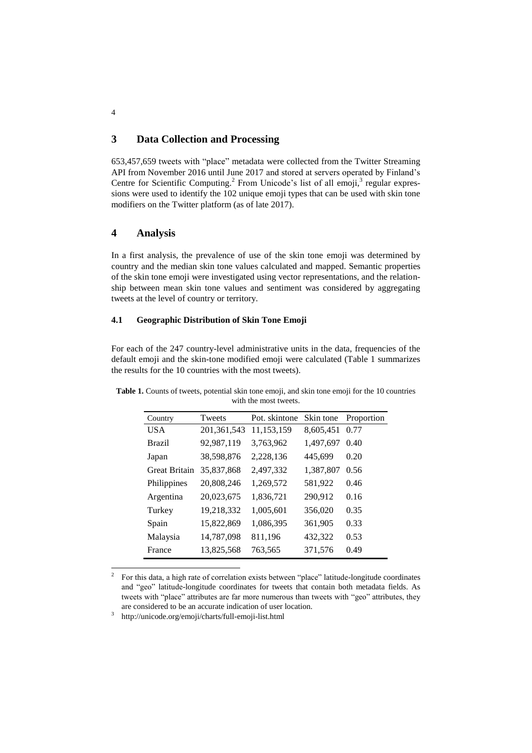## 3 Data Collection and Processing

653,457,659 tweets with "place" metadata were collected from the Twitter Streaming API from November 2016 until June 2017 and stored at servers operated by Finland's Centre for Scientific Computing.[2] From Unicode's list of all emoji,[3] regular expressions were used to identify the 102 unique emoji types that can be used with skin tone modifiers on the Twitter platform (as of late 2017).

## 4 Analysis

In a first analysis, the prevalence of use of the skin tone emoji was determined by country and the median skin tone values calculated and mapped. Semantic properties of the skin tone emoji were investigated using vector representations, and the relationship between mean skin tone values and sentiment was considered by aggregating tweets at the level of country or territory.

### 4.1 Geographic Distribution of Skin Tone Emoji

For each of the 247 country-level administrative units in the data, frequencies of the default emoji and the skin-tone modified emoji were calculated (Table 1 summarizes the results for the 10 countries with the most tweets).

**Table 1.** Counts of tweets, potential skin tone emoji, and skin tone emoji for the 10 countries with the most tweets.

| Country | Tweets | Pot. skintone | Skin tone | Proportion |
|---|---|---|---|---|
| USA | 201,361,543 | 11,153,159 | 8,605,451 | 0.77 |
| Brazil | 92,987,119 | 3,763,962 | 1,497,697 | 0.40 |
| Japan | 38,598,876 | 2,228,136 | 445,699 | 0.20 |
| Great Britain | 35,837,868 | 2,497,332 | 1,387,807 | 0.56 |
| Philippines | 20,808,246 | 1,269,572 | 581,922 | 0.46 |
| Argentina | 20,023,675 | 1,836,721 | 290,912 | 0.16 |
| Turkey | 19,218,332 | 1,005,601 | 356,020 | 0.35 |
| Spain | 15,822,869 | 1,086,395 | 361,905 | 0.33 |
| Malaysia | 14,787,098 | 811,196 | 432,322 | 0.53 |
| France | 13,825,568 | 763,565 | 371,576 | 0.49 |

[2] For this data, a high rate of correlation exists between "place" latitude-longitude coordinates and "geo" latitude-longitude coordinates for tweets that contain both metadata fields. As tweets with "place" attributes are far more numerous than tweets with "geo" attributes, they are considered to be an accurate indication of user location.

[3] http://unicode.org/emoji/charts/full-emoji-list.html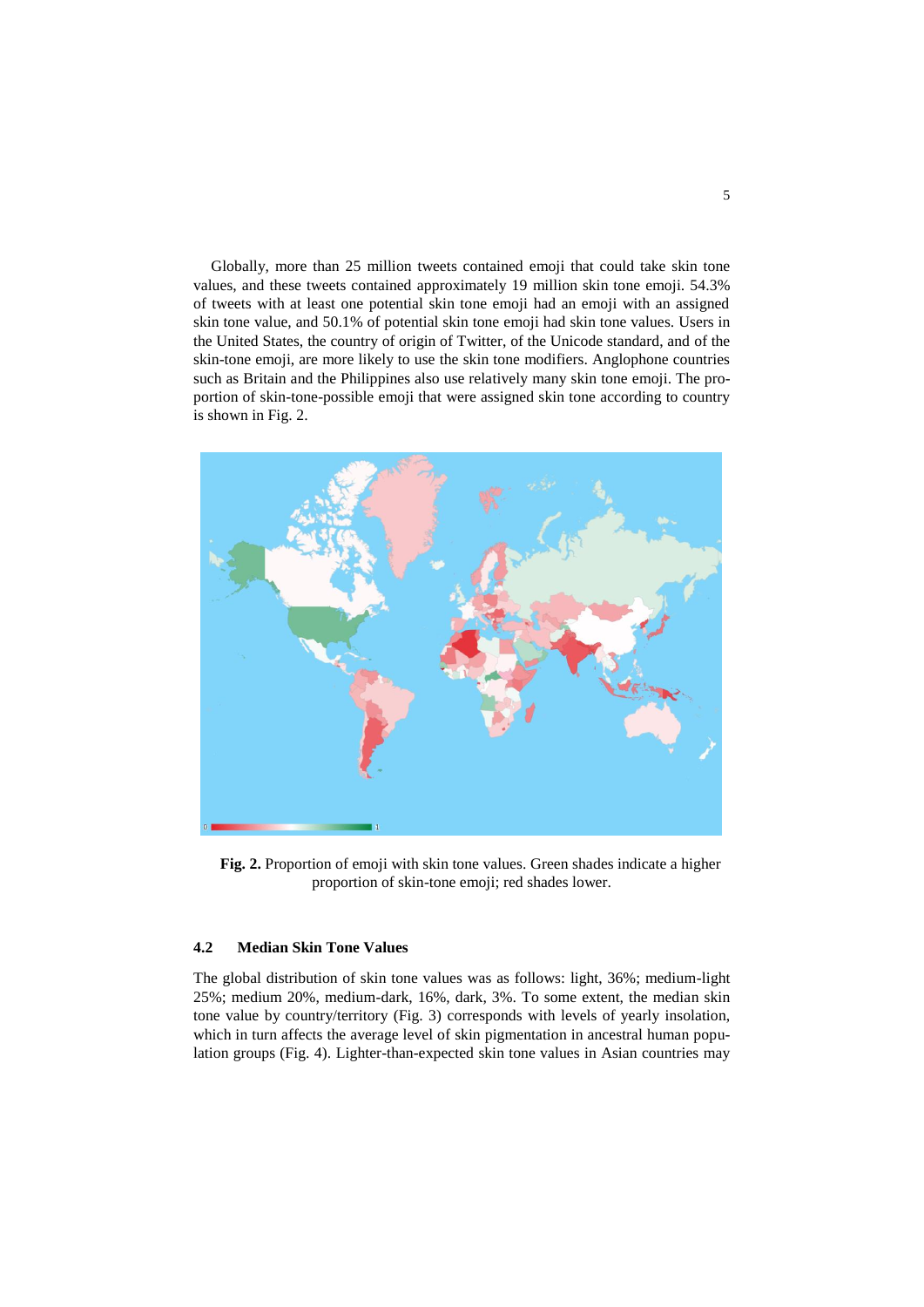Globally, more than 25 million tweets contained emoji that could take skin tone values, and these tweets contained approximately 19 million skin tone emoji. 54.3% of tweets with at least one potential skin tone emoji had an emoji with an assigned skin tone value, and 50.1% of potential skin tone emoji had skin tone values. Users in the United States, the country of origin of Twitter, of the Unicode standard, and of the skin-tone emoji, are more likely to use the skin tone modifiers. Anglophone countries such as Britain and the Philippines also use relatively many skin tone emoji. The proportion of skin-tone-possible emoji that were assigned skin tone according to country is shown in Fig. 2.

**Fig. 2.** Proportion of emoji with skin tone values. Green shades indicate a higher proportion of skin-tone emoji; red shades lower.

### 4.2 Median Skin Tone Values

The global distribution of skin tone values was as follows: light, 36%; medium-light 25%; medium 20%, medium-dark, 16%, dark, 3%. To some extent, the median skin tone value by country/territory (Fig. 3) corresponds with levels of yearly insolation, which in turn affects the average level of skin pigmentation in ancestral human population groups (Fig. 4). Lighter-than-expected skin tone values in Asian countries may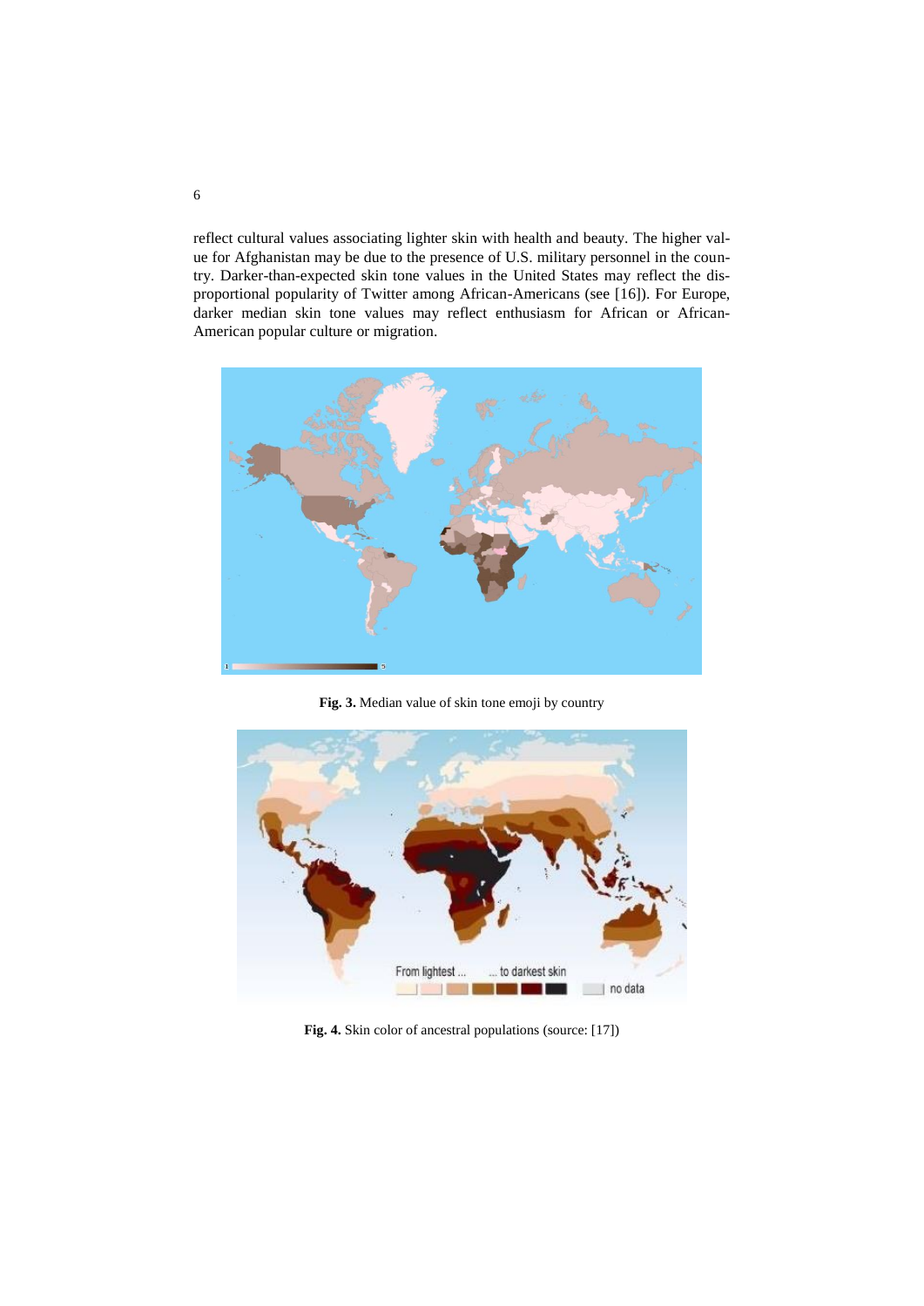reflect cultural values associating lighter skin with health and beauty. The higher value for Afghanistan may be due to the presence of U.S. military personnel in the country. Darker-than-expected skin tone values in the United States may reflect the disproportional popularity of Twitter among African-Americans (see [16]). For Europe, darker median skin tone values may reflect enthusiasm for African or African-American popular culture or migration.

**Fig. 3.** Median value of skin tone emoji by country

**Fig. 4.** Skin color of ancestral populations (source: [17])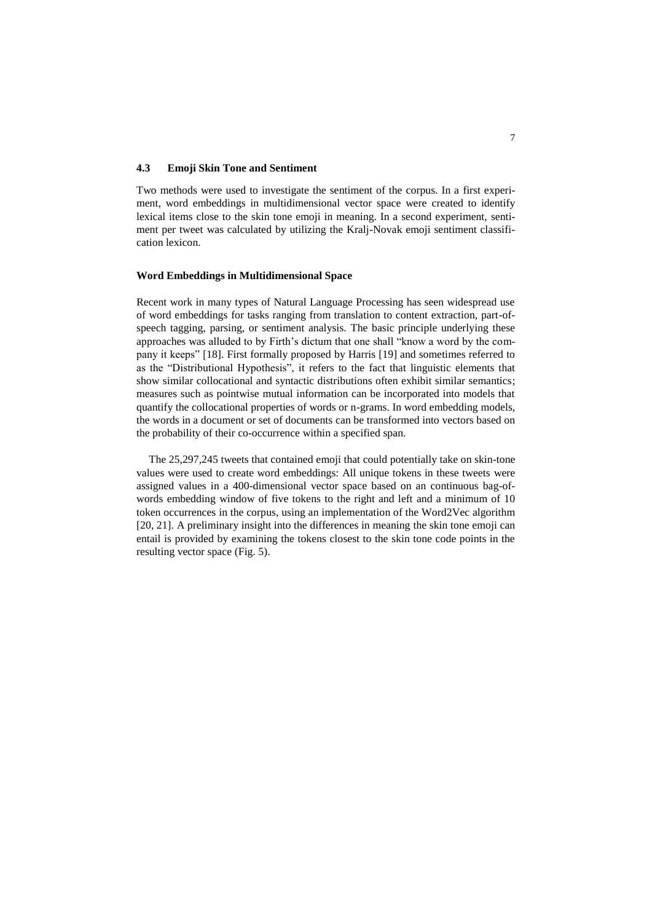### 4.3 Emoji Skin Tone and Sentiment

Two methods were used to investigate the sentiment of the corpus. In a first experiment, word embeddings in multidimensional vector space were created to identify lexical items close to the skin tone emoji in meaning. In a second experiment, sentiment per tweet was calculated by utilizing the Kralj-Novak emoji sentiment classification lexicon.

#### Word Embeddings in Multidimensional Space

Recent work in many types of Natural Language Processing has seen widespread use of word embeddings for tasks ranging from translation to content extraction, part-of-speech tagging, parsing, or sentiment analysis. The basic principle underlying these approaches was alluded to by Firth's dictum that one shall "know a word by the company it keeps" [18]. First formally proposed by Harris [19] and sometimes referred to as the "Distributional Hypothesis", it refers to the fact that linguistic elements that show similar collocational and syntactic distributions often exhibit similar semantics; measures such as pointwise mutual information can be incorporated into models that quantify the collocational properties of words or n-grams. In word embedding models, the words in a document or set of documents can be transformed into vectors based on the probability of their co-occurrence within a specified span.

The 25,297,245 tweets that contained emoji that could potentially take on skin-tone values were used to create word embeddings: All unique tokens in these tweets were assigned values in a 400-dimensional vector space based on an continuous bag-of-words embedding window of five tokens to the right and left and a minimum of 10 token occurrences in the corpus, using an implementation of the Word2Vec algorithm [20, 21]. A preliminary insight into the differences in meaning the skin tone emoji can entail is provided by examining the tokens closest to the skin tone code points in the resulting vector space (Fig. 5).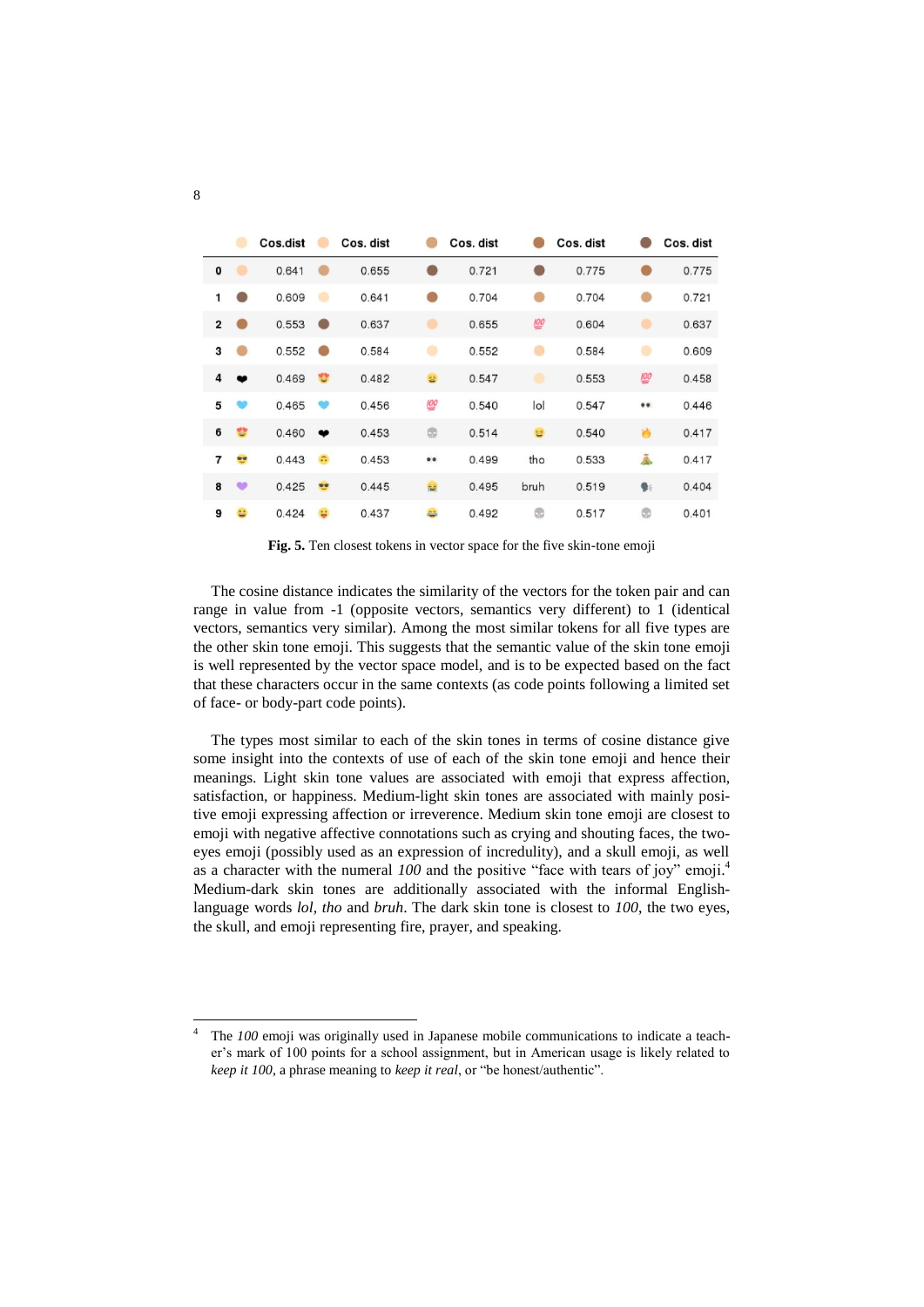| | 🏻 | Cos.dist | 🏼 | Cos. dist | 🏽 | Cos. dist | 🏾 | Cos. dist | 🏿 | Cos. dist |
|---|---|---|---|---|---|---|---|---|---|---|
| 0 | 🏼 | 0.641 | 🏽 | 0.655 | 🏾 | 0.721 | 🏿 | 0.775 | 🏾 | 0.775 |
| 1 | 🏿 | 0.609 | 🏻 | 0.641 | 🏽 | 0.704 | 🏽 | 0.704 | 🏽 | 0.721 |
| 2 | 🏾 | 0.553 | 🏾 | 0.637 | 🏼 | 0.655 | 💯 | 0.604 | 🏼 | 0.637 |
| 3 | 🏽 | 0.552 | 🏾 | 0.584 | 🏻 | 0.552 | 🏼 | 0.584 | 🏻 | 0.609 |
| 4 | ❤ | 0.469 | 😍 | 0.482 | 😆 | 0.547 | 🏻 | 0.553 | 💯 | 0.458 |
| 5 | 💙 | 0.465 | 💙 | 0.456 | 💯 | 0.540 | lol | 0.547 | 👀 | 0.446 |
| 6 | 😍 | 0.460 | ❤ | 0.453 | 💀 | 0.514 | 😆 | 0.540 | 🔥 | 0.417 |
| 7 | 😎 | 0.443 | 🙃 | 0.453 | 👀 | 0.499 | tho | 0.533 | 🙏 | 0.417 |
| 8 | 💜 | 0.425 | 😎 | 0.445 | 😭 | 0.495 | bruh | 0.519 | 🗣 | 0.404 |
| 9 | 😀 | 0.424 | 😛 | 0.437 | 😂 | 0.492 | 💀 | 0.517 | 💀 | 0.401 |

**Fig. 5.** Ten closest tokens in vector space for the five skin-tone emoji

The cosine distance indicates the similarity of the vectors for the token pair and can range in value from -1 (opposite vectors, semantics very different) to 1 (identical vectors, semantics very similar). Among the most similar tokens for all five types are the other skin tone emoji. This suggests that the semantic value of the skin tone emoji is well represented by the vector space model, and is to be expected based on the fact that these characters occur in the same contexts (as code points following a limited set of face- or body-part code points).

The types most similar to each of the skin tones in terms of cosine distance give some insight into the contexts of use of each of the skin tone emoji and hence their meanings. Light skin tone values are associated with emoji that express affection, satisfaction, or happiness. Medium-light skin tones are associated with mainly positive emoji expressing affection or irreverence. Medium skin tone emoji are closest to emoji with negative affective connotations such as crying and shouting faces, the two-eyes emoji (possibly used as an expression of incredulity), and a skull emoji, as well as a character with the numeral *100* and the positive "face with tears of joy" emoji.[4] Medium-dark skin tones are additionally associated with the informal English-language words *lol*, *tho* and *bruh*. The dark skin tone is closest to *100*, the two eyes, the skull, and emoji representing fire, prayer, and speaking.

[4] The *100* emoji was originally used in Japanese mobile communications to indicate a teacher's mark of 100 points for a school assignment, but in American usage is likely related to *keep it 100*, a phrase meaning to *keep it real*, or "be honest/authentic".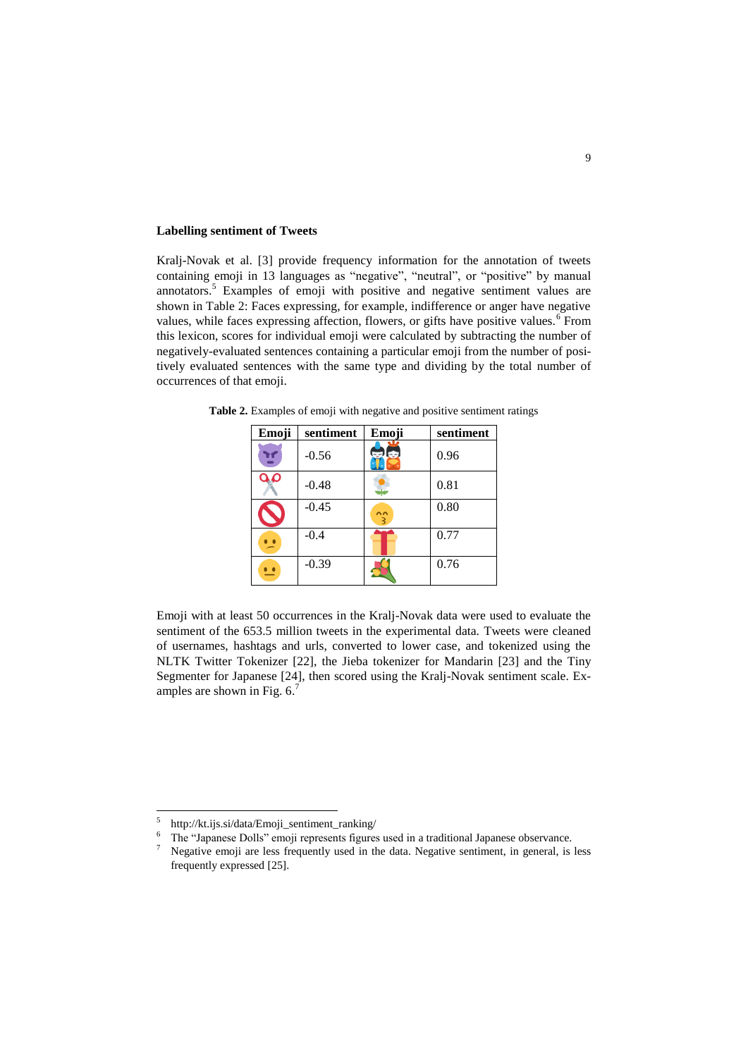### Labelling sentiment of Tweets

Kralj-Novak et al. [3] provide frequency information for the annotation of tweets containing emoji in 13 languages as "negative", "neutral", or "positive" by manual annotators.[5] Examples of emoji with positive and negative sentiment values are shown in Table 2: Faces expressing, for example, indifference or anger have negative values, while faces expressing affection, flowers, or gifts have positive values.[6] From this lexicon, scores for individual emoji were calculated by subtracting the number of negatively-evaluated sentences containing a particular emoji from the number of positively evaluated sentences with the same type and dividing by the total number of occurrences of that emoji.

**Table 2.** Examples of emoji with negative and positive sentiment ratings

| Emoji | sentiment | Emoji | sentiment |
|---|---|---|---|
| 😈 | -0.56 | 🎎 | 0.96 |
| ✂️ | -0.48 | 🌼 | 0.81 |
| 🚫 | -0.45 | 😙 | 0.80 |
| 😕 | -0.4 | 🎁 | 0.77 |
| 😐 | -0.39 | 💐 | 0.76 |

Emoji with at least 50 occurrences in the Kralj-Novak data were used to evaluate the sentiment of the 653.5 million tweets in the experimental data. Tweets were cleaned of usernames, hashtags and urls, converted to lower case, and tokenized using the NLTK Twitter Tokenizer [22], the Jieba tokenizer for Mandarin [23] and the Tiny Segmenter for Japanese [24], then scored using the Kralj-Novak sentiment scale. Examples are shown in Fig. 6.[7]

---

[5] http://kt.ijs.si/data/Emoji_sentiment_ranking/

[6] The "Japanese Dolls" emoji represents figures used in a traditional Japanese observance.

[7] Negative emoji are less frequently used in the data. Negative sentiment, in general, is less frequently expressed [25].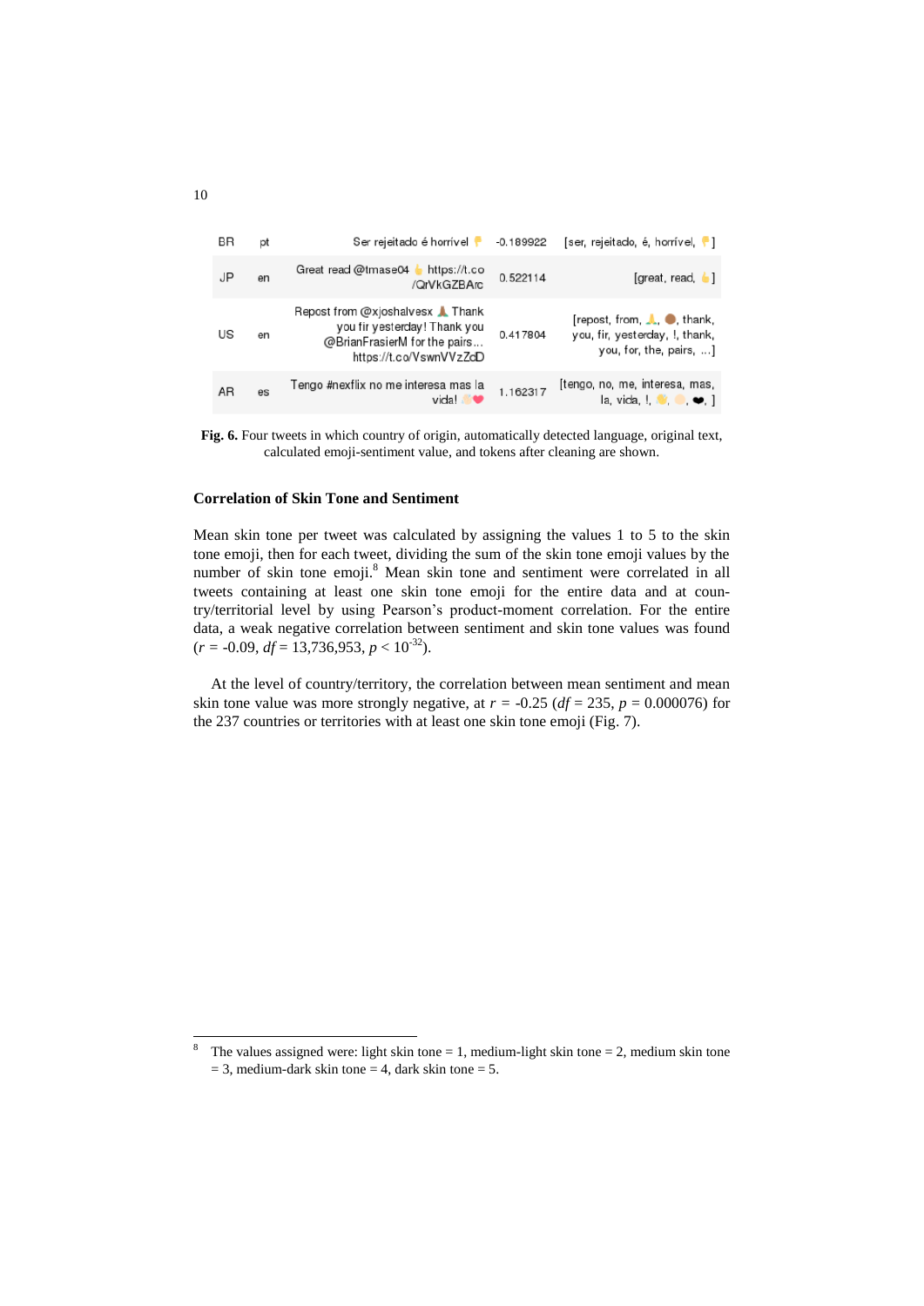| BR | pt | Ser rejeitado é horrível 👎 | -0.189922 | [ser, rejeitado, é, horrível, 👎] |
|---|---|---|---|---|
| JP | en | Great read @tmase04 👆 https://t.co/QrVkGZBArc | 0.522114 | [great, read, 👆] |
| US | en | Repost from @xjoshalvesx 🙏 Thank you fir yesterday! Thank you @BrianFrasierM for the pairs... https://t.co/VswnVVzZoD | 0.417804 | [repost, from, 🙏, 🟤, thank, you, fir, yesterday, !, thank, you, for, the, pairs, ...] |
| AR | es | Tengo #nexflix no me interesa mas la vida! 🏻❤ | 1.162317 | [tengo, no, me, interesa, mas, la, vida, !, 🟡, 🏻, ❤, ] |

**Fig. 6.** Four tweets in which country of origin, automatically detected language, original text, calculated emoji-sentiment value, and tokens after cleaning are shown.

### Correlation of Skin Tone and Sentiment

Mean skin tone per tweet was calculated by assigning the values 1 to 5 to the skin tone emoji, then for each tweet, dividing the sum of the skin tone emoji values by the number of skin tone emoji.[8] Mean skin tone and sentiment were correlated in all tweets containing at least one skin tone emoji for the entire data and at country/territorial level by using Pearson's product-moment correlation. For the entire data, a weak negative correlation between sentiment and skin tone values was found ($r$ = -0.09, $df$ = 13,736,953, $p < 10^{-32}$).

At the level of country/territory, the correlation between mean sentiment and mean skin tone value was more strongly negative, at $r$ = -0.25 ($df$ = 235, $p$ = 0.000076) for the 237 countries or territories with at least one skin tone emoji (Fig. 7).

[8] The values assigned were: light skin tone = 1, medium-light skin tone = 2, medium skin tone = 3, medium-dark skin tone = 4, dark skin tone = 5.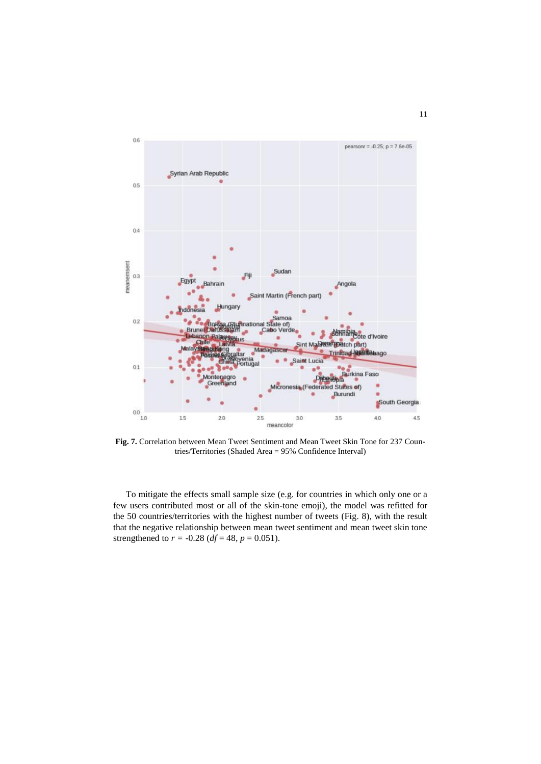**Fig. 7.** Correlation between Mean Tweet Sentiment and Mean Tweet Skin Tone for 237 Countries/Territories (Shaded Area = 95% Confidence Interval)

To mitigate the effects small sample size (e.g. for countries in which only one or a few users contributed most or all of the skin-tone emoji), the model was refitted for the 50 countries/territories with the highest number of tweets (Fig. 8), with the result that the negative relationship between mean tweet sentiment and mean tweet skin tone strengthened to $r = -0.28$ ($df = 48$, $p = 0.051$).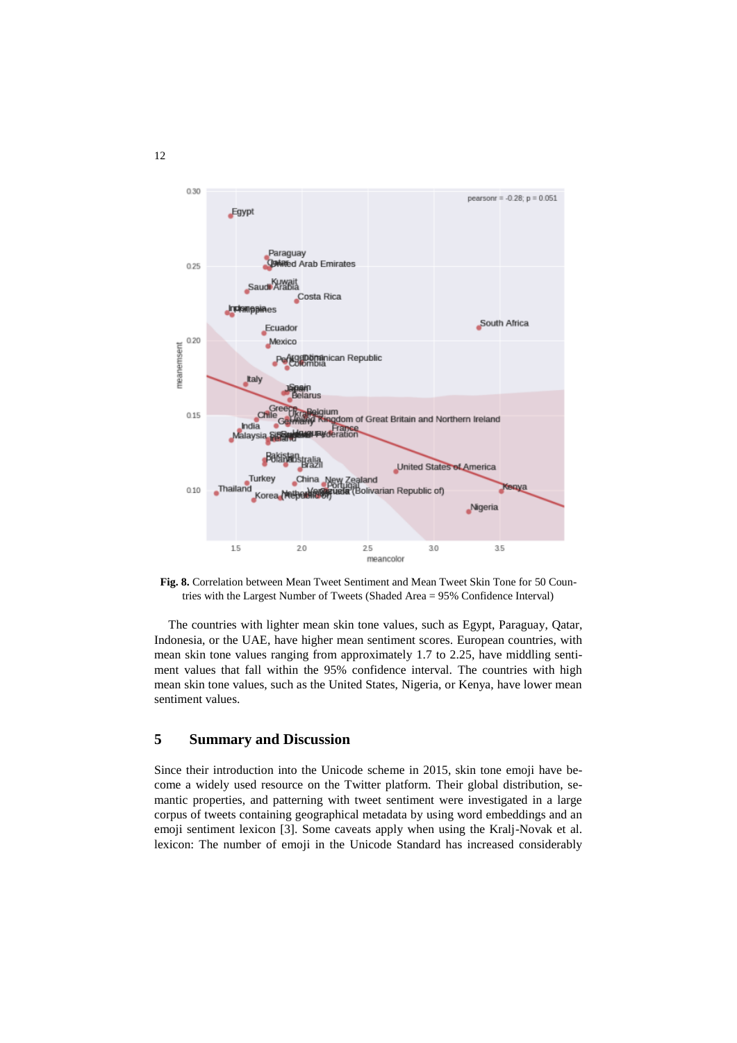**Fig. 8.** Correlation between Mean Tweet Sentiment and Mean Tweet Skin Tone for 50 Countries with the Largest Number of Tweets (Shaded Area = 95% Confidence Interval)

The countries with lighter mean skin tone values, such as Egypt, Paraguay, Qatar, Indonesia, or the UAE, have higher mean sentiment scores. European countries, with mean skin tone values ranging from approximately 1.7 to 2.25, have middling sentiment values that fall within the 95% confidence interval. The countries with high mean skin tone values, such as the United States, Nigeria, or Kenya, have lower mean sentiment values.

## 5 Summary and Discussion

Since their introduction into the Unicode scheme in 2015, skin tone emoji have become a widely used resource on the Twitter platform. Their global distribution, semantic properties, and patterning with tweet sentiment were investigated in a large corpus of tweets containing geographical metadata by using word embeddings and an emoji sentiment lexicon [3]. Some caveats apply when using the Kralj-Novak et al. lexicon: The number of emoji in the Unicode Standard has increased considerably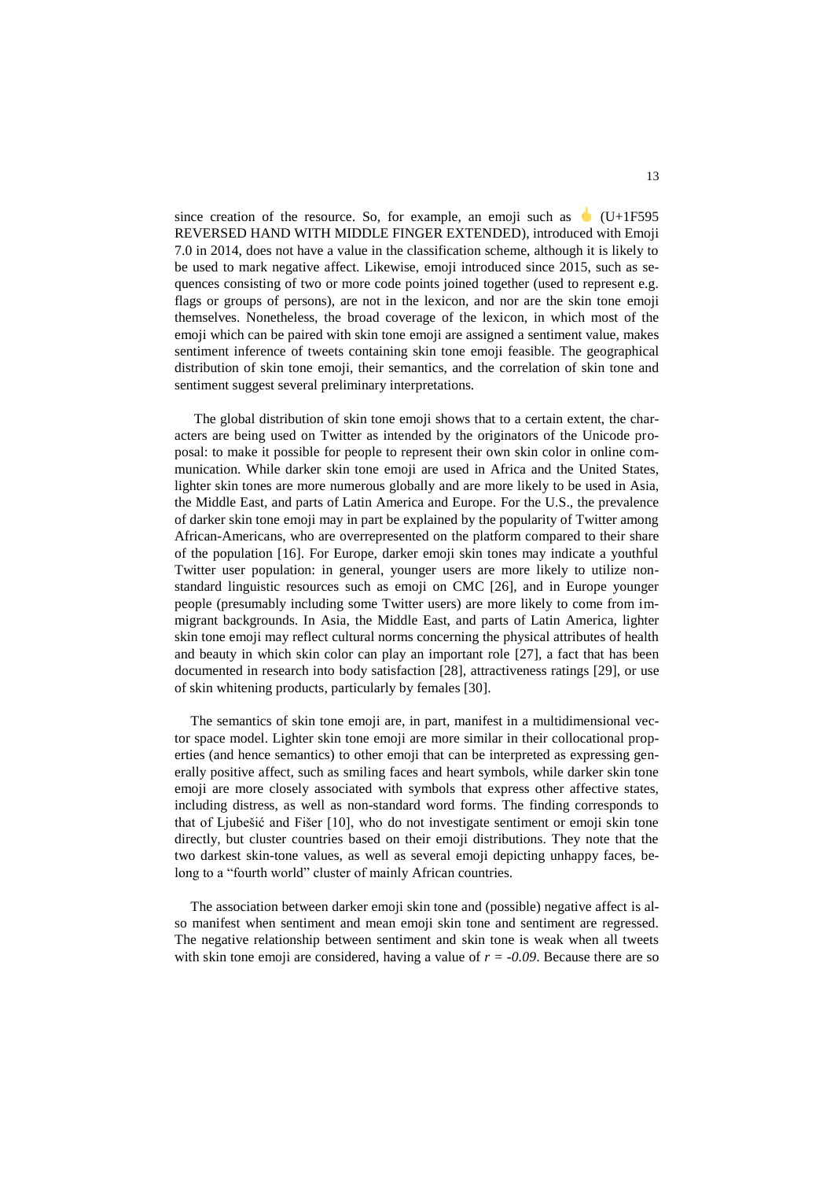since creation of the resource. So, for example, an emoji such as 🖕 (U+1F595 REVERSED HAND WITH MIDDLE FINGER EXTENDED), introduced with Emoji 7.0 in 2014, does not have a value in the classification scheme, although it is likely to be used to mark negative affect. Likewise, emoji introduced since 2015, such as sequences consisting of two or more code points joined together (used to represent e.g. flags or groups of persons), are not in the lexicon, and nor are the skin tone emoji themselves. Nonetheless, the broad coverage of the lexicon, in which most of the emoji which can be paired with skin tone emoji are assigned a sentiment value, makes sentiment inference of tweets containing skin tone emoji feasible. The geographical distribution of skin tone emoji, their semantics, and the correlation of skin tone and sentiment suggest several preliminary interpretations.

The global distribution of skin tone emoji shows that to a certain extent, the characters are being used on Twitter as intended by the originators of the Unicode proposal: to make it possible for people to represent their own skin color in online communication. While darker skin tone emoji are used in Africa and the United States, lighter skin tones are more numerous globally and are more likely to be used in Asia, the Middle East, and parts of Latin America and Europe. For the U.S., the prevalence of darker skin tone emoji may in part be explained by the popularity of Twitter among African-Americans, who are overrepresented on the platform compared to their share of the population [16]. For Europe, darker emoji skin tones may indicate a youthful Twitter user population: in general, younger users are more likely to utilize non-standard linguistic resources such as emoji on CMC [26], and in Europe younger people (presumably including some Twitter users) are more likely to come from immigrant backgrounds. In Asia, the Middle East, and parts of Latin America, lighter skin tone emoji may reflect cultural norms concerning the physical attributes of health and beauty in which skin color can play an important role [27], a fact that has been documented in research into body satisfaction [28], attractiveness ratings [29], or use of skin whitening products, particularly by females [30].

The semantics of skin tone emoji are, in part, manifest in a multidimensional vector space model. Lighter skin tone emoji are more similar in their collocational properties (and hence semantics) to other emoji that can be interpreted as expressing generally positive affect, such as smiling faces and heart symbols, while darker skin tone emoji are more closely associated with symbols that express other affective states, including distress, as well as non-standard word forms. The finding corresponds to that of Ljubešić and Fišer [10], who do not investigate sentiment or emoji skin tone directly, but cluster countries based on their emoji distributions. They note that the two darkest skin-tone values, as well as several emoji depicting unhappy faces, belong to a "fourth world" cluster of mainly African countries.

The association between darker emoji skin tone and (possible) negative affect is also manifest when sentiment and mean emoji skin tone and sentiment are regressed. The negative relationship between sentiment and skin tone is weak when all tweets with skin tone emoji are considered, having a value of $r = -0.09$. Because there are so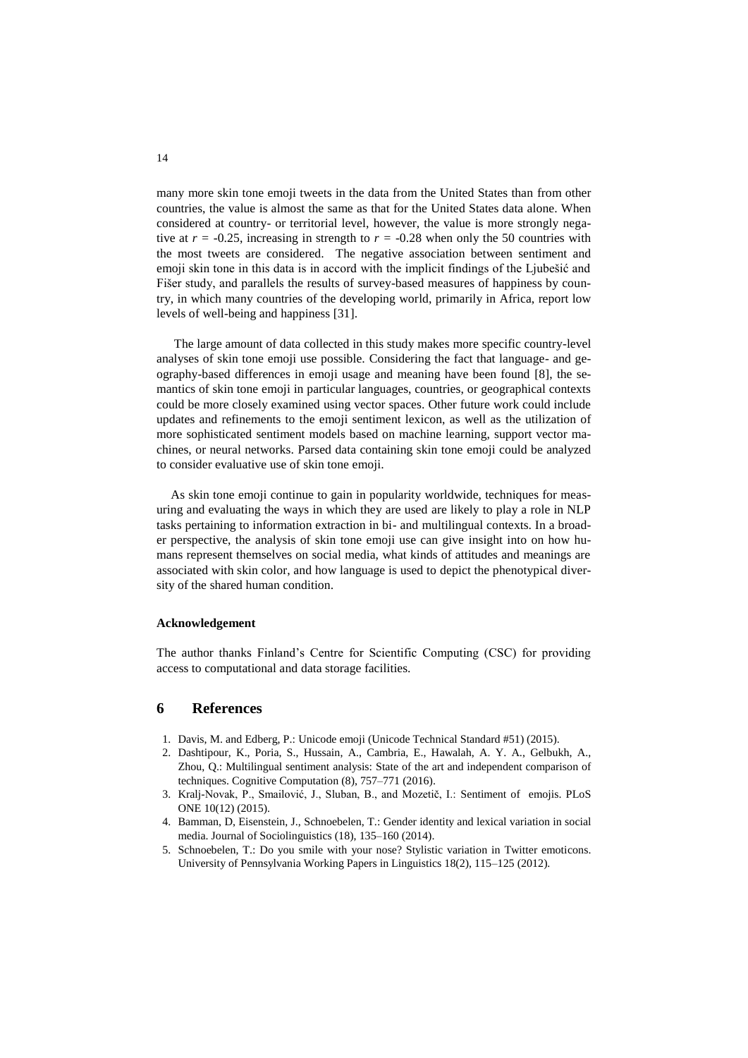many more skin tone emoji tweets in the data from the United States than from other countries, the value is almost the same as that for the United States data alone. When considered at country- or territorial level, however, the value is more strongly negative at $r$ = -0.25, increasing in strength to $r$ = -0.28 when only the 50 countries with the most tweets are considered. The negative association between sentiment and emoji skin tone in this data is in accord with the implicit findings of the Ljubešić and Fišer study, and parallels the results of survey-based measures of happiness by country, in which many countries of the developing world, primarily in Africa, report low levels of well-being and happiness [31].

The large amount of data collected in this study makes more specific country-level analyses of skin tone emoji use possible. Considering the fact that language- and geography-based differences in emoji usage and meaning have been found [8], the semantics of skin tone emoji in particular languages, countries, or geographical contexts could be more closely examined using vector spaces. Other future work could include updates and refinements to the emoji sentiment lexicon, as well as the utilization of more sophisticated sentiment models based on machine learning, support vector machines, or neural networks. Parsed data containing skin tone emoji could be analyzed to consider evaluative use of skin tone emoji.

As skin tone emoji continue to gain in popularity worldwide, techniques for measuring and evaluating the ways in which they are used are likely to play a role in NLP tasks pertaining to information extraction in bi- and multilingual contexts. In a broader perspective, the analysis of skin tone emoji use can give insight into on how humans represent themselves on social media, what kinds of attitudes and meanings are associated with skin color, and how language is used to depict the phenotypical diversity of the shared human condition.

**Acknowledgement**

The author thanks Finland's Centre for Scientific Computing (CSC) for providing access to computational and data storage facilities.

# 6 References

1. Davis, M. and Edberg, P.: Unicode emoji (Unicode Technical Standard #51) (2015).
2. Dashtipour, K., Poria, S., Hussain, A., Cambria, E., Hawalah, A. Y. A., Gelbukh, A., Zhou, Q.: Multilingual sentiment analysis: State of the art and independent comparison of techniques. Cognitive Computation (8), 757–771 (2016).
3. Kralj-Novak, P., Smailović, J., Sluban, B., and Mozetič, I.: Sentiment of emojis. PLoS ONE 10(12) (2015).
4. Bamman, D, Eisenstein, J., Schnoebelen, T.: Gender identity and lexical variation in social media. Journal of Sociolinguistics (18), 135–160 (2014).
5. Schnoebelen, T.: Do you smile with your nose? Stylistic variation in Twitter emoticons. University of Pennsylvania Working Papers in Linguistics 18(2), 115–125 (2012).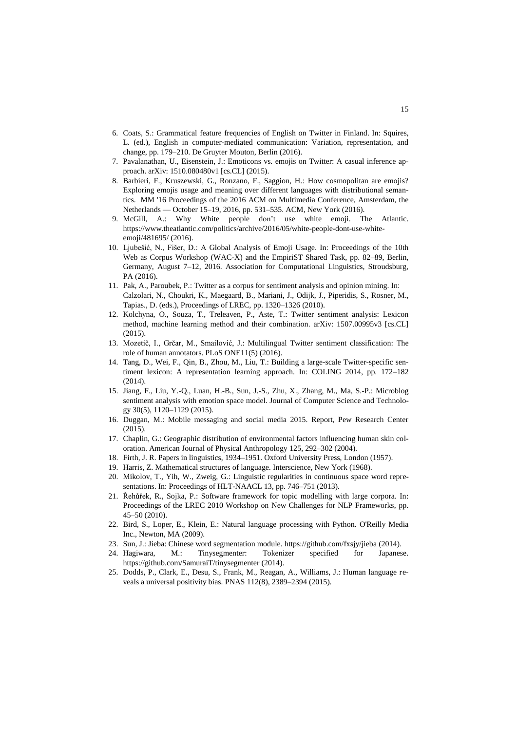6. Coats, S.: Grammatical feature frequencies of English on Twitter in Finland. In: Squires, L. (ed.), English in computer-mediated communication: Variation, representation, and change, pp. 179–210. De Gruyter Mouton, Berlin (2016).
7. Pavalanathan, U., Eisenstein, J.: Emoticons vs. emojis on Twitter: A casual inference approach. arXiv: 1510.080480v1 [cs.CL] (2015).
8. Barbieri, F., Kruszewski, G., Ronzano, F., Saggion, H.: How cosmopolitan are emojis? Exploring emojis usage and meaning over different languages with distributional semantics. MM '16 Proceedings of the 2016 ACM on Multimedia Conference, Amsterdam, the Netherlands — October 15–19, 2016, pp. 531–535. ACM, New York (2016).
9. McGill, A.: Why White people don't use white emoji. The Atlantic. https://www.theatlantic.com/politics/archive/2016/05/white-people-dont-use-white-emoji/481695/ (2016).
10. Ljubešić, N., Fišer, D.: A Global Analysis of Emoji Usage. In: Proceedings of the 10th Web as Corpus Workshop (WAC-X) and the EmpiriST Shared Task, pp. 82–89, Berlin, Germany, August 7–12, 2016. Association for Computational Linguistics, Stroudsburg, PA (2016).
11. Pak, A., Paroubek, P.: Twitter as a corpus for sentiment analysis and opinion mining. In: Calzolari, N., Choukri, K., Maegaard, B., Mariani, J., Odijk, J., Piperidis, S., Rosner, M., Tapias., D. (eds.), Proceedings of LREC, pp. 1320–1326 (2010).
12. Kolchyna, O., Souza, T., Treleaven, P., Aste, T.: Twitter sentiment analysis: Lexicon method, machine learning method and their combination. arXiv: 1507.00995v3 [cs.CL] (2015).
13. Mozetič, I., Grčar, M., Smailović, J.: Multilingual Twitter sentiment classification: The role of human annotators. PLoS ONE11(5) (2016).
14. Tang, D., Wei, F., Qin, B., Zhou, M., Liu, T.: Building a large-scale Twitter-specific sentiment lexicon: A representation learning approach. In: COLING 2014, pp. 172–182 (2014).
15. Jiang, F., Liu, Y.-Q., Luan, H.-B., Sun, J.-S., Zhu, X., Zhang, M., Ma, S.-P.: Microblog sentiment analysis with emotion space model. Journal of Computer Science and Technology 30(5), 1120–1129 (2015).
16. Duggan, M.: Mobile messaging and social media 2015. Report, Pew Research Center (2015).
17. Chaplin, G.: Geographic distribution of environmental factors influencing human skin coloration. American Journal of Physical Anthropology 125, 292–302 (2004).
18. Firth, J. R. Papers in linguistics, 1934–1951. Oxford University Press, London (1957).
19. Harris, Z. Mathematical structures of language. Interscience, New York (1968).
20. Mikolov, T., Yih, W., Zweig, G.: Linguistic regularities in continuous space word representations. In: Proceedings of HLT-NAACL 13, pp. 746–751 (2013).
21. Řehůřek, R., Sojka, P.: Software framework for topic modelling with large corpora. In: Proceedings of the LREC 2010 Workshop on New Challenges for NLP Frameworks, pp. 45–50 (2010).
22. Bird, S., Loper, E., Klein, E.: Natural language processing with Python. O'Reilly Media Inc., Newton, MA (2009).
23. Sun, J.: Jieba: Chinese word segmentation module. https://github.com/fxsjy/jieba (2014).
24. Hagiwara, M.: Tinysegmenter: Tokenizer specified for Japanese. https://github.com/SamuraiT/tinysegmenter (2014).
25. Dodds, P., Clark, E., Desu, S., Frank, M., Reagan, A., Williams, J.: Human language reveals a universal positivity bias. PNAS 112(8), 2389–2394 (2015).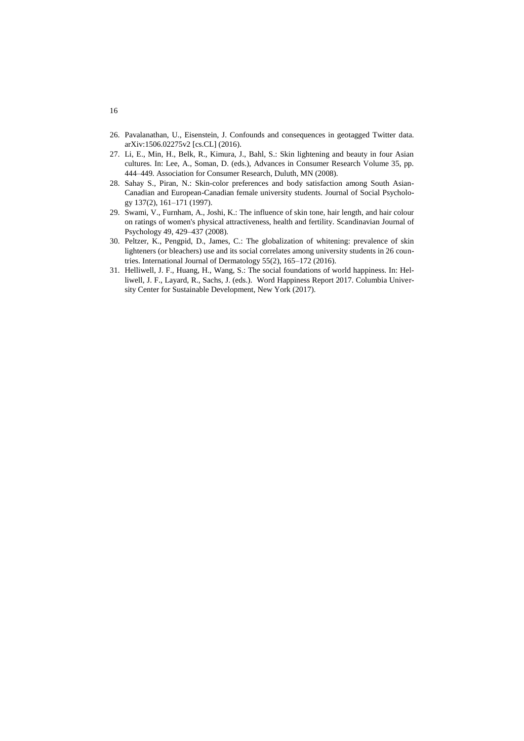26. Pavalanathan, U., Eisenstein, J. Confounds and consequences in geotagged Twitter data. arXiv:1506.02275v2 [cs.CL] (2016).
27. Li, E., Min, H., Belk, R., Kimura, J., Bahl, S.: Skin lightening and beauty in four Asian cultures. In: Lee, A., Soman, D. (eds.), Advances in Consumer Research Volume 35, pp. 444–449. Association for Consumer Research, Duluth, MN (2008).
28. Sahay S., Piran, N.: Skin-color preferences and body satisfaction among South Asian-Canadian and European-Canadian female university students. Journal of Social Psychology 137(2), 161–171 (1997).
29. Swami, V., Furnham, A., Joshi, K.: The influence of skin tone, hair length, and hair colour on ratings of women's physical attractiveness, health and fertility. Scandinavian Journal of Psychology 49, 429–437 (2008).
30. Peltzer, K., Pengpid, D., James, C.: The globalization of whitening: prevalence of skin lighteners (or bleachers) use and its social correlates among university students in 26 countries. International Journal of Dermatology 55(2), 165–172 (2016).
31. Helliwell, J. F., Huang, H., Wang, S.: The social foundations of world happiness. In: Helliwell, J. F., Layard, R., Sachs, J. (eds.). Word Happiness Report 2017. Columbia University Center for Sustainable Development, New York (2017).